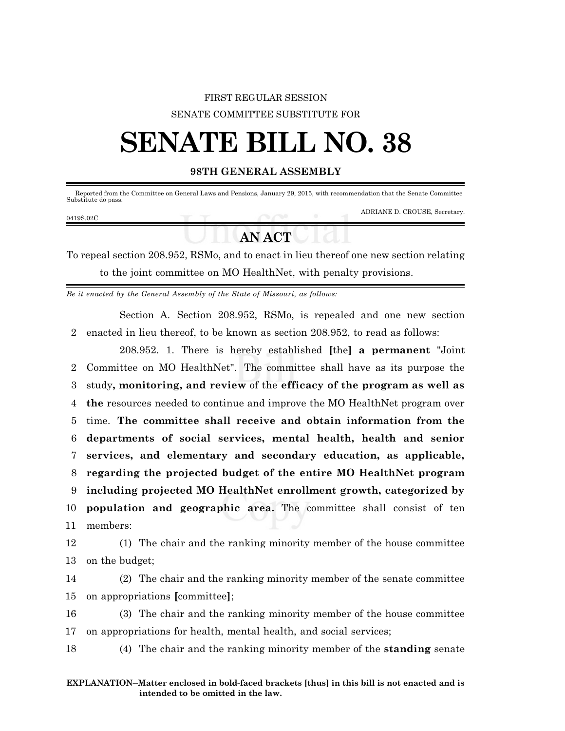FIRST REGULAR SESSION

SENATE COMMITTEE SUBSTITUTE FOR

# SENATE BILL NO. 38

## 98TH GENERAL ASSEMBLY

Reported from the Committee on General Laws and Pensions, January 29, 2015, with recommendation that the Senate Committee Substitute do pass.

ADRIANE D. CROUSE, Secretary.

0419S.02C

## AN ACT

To repeal section 208.952, RSMo, and to enact in lieu thereof one new section relating to the joint committee on MO HealthNet, with penalty provisions.

*Be it enacted by the General Assembly of the State of Missouri, as follows:*

Section A. Section 208.952, RSMo, is repealed and one new section enacted in lieu thereof, to be known as section 208.952, to read as follows:

208.952. 1. There is hereby established **[**the**] a permanent** "Joint Committee on MO HealthNet". The committee shall have as its purpose the study**, monitoring, and review** of the **efficacy of the program as well as the** resources needed to continue and improve the MO HealthNet program over time. **The committee shall receive and obtain information from the departments of social services, mental health, health and senior services, and elementary and secondary education, as applicable, regarding the projected budget of the entire MO HealthNet program including projected MO HealthNet enrollment growth, categorized by population and geographic area.** The committee shall consist of ten members:

(1) The chair and the ranking minority member of the house committee on the budget;

(2) The chair and the ranking minority member of the senate committee on appropriations **[**committee**]**;

(3) The chair and the ranking minority member of the house committee on appropriations for health, mental health, and social services;

(4) The chair and the ranking minority member of the **standing** senate

**EXPLANATION–Matter enclosed in bold-faced brackets [thus] in this bill is not enacted and is intended to be omitted in the law.**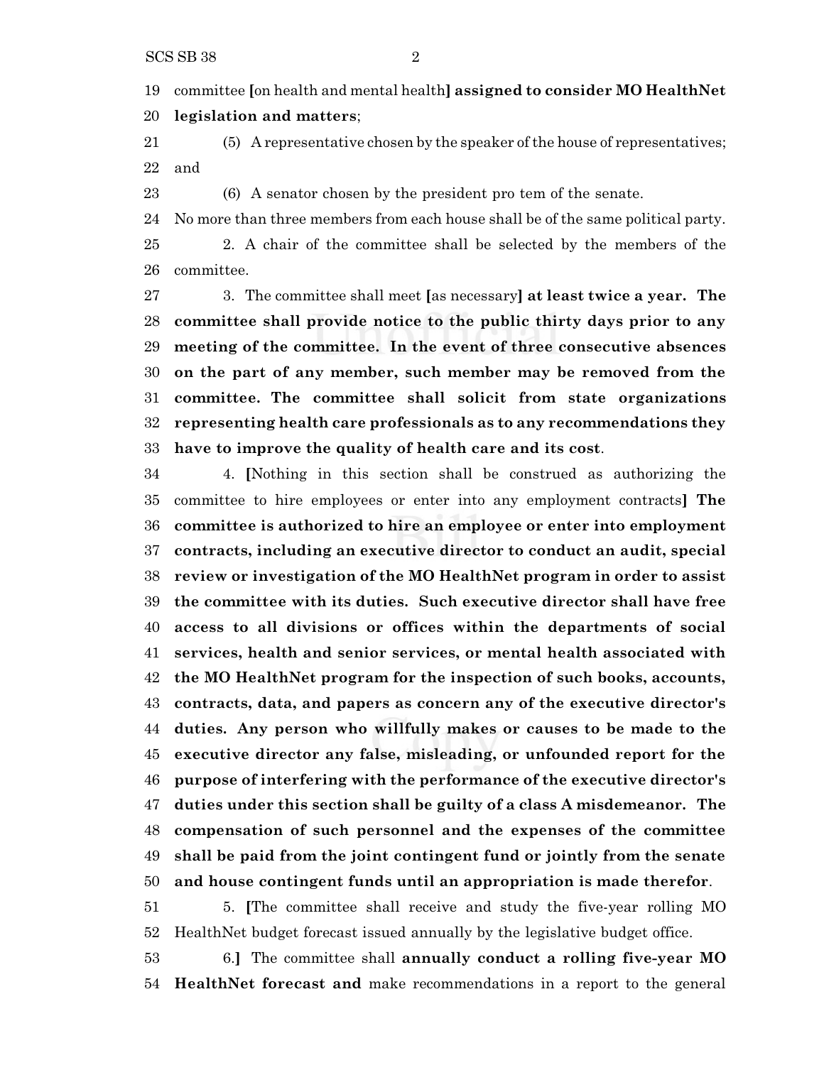committee [on health and mental health] **assigned to consider MO HealthNet legislation and matters**;

(5) A representative chosen by the speaker of the house of representatives; and

(6) A senator chosen by the president pro tem of the senate.

No more than three members from each house shall be of the same political party.

2. A chair of the committee shall be selected by the members of the committee.

3. The committee shall meet [as necessary] **at least twice a year. The committee shall provide notice to the public thirty days prior to any meeting of the committee. In the event of three consecutive absences on the part of any member, such member may be removed from the committee. The committee shall solicit from state organizations representing health care professionals as to any recommendations they have to improve the quality of health care and its cost**.

4. [Nothing in this section shall be construed as authorizing the committee to hire employees or enter into any employment contracts] **The committee is authorized to hire an employee or enter into employment contracts, including an executive director to conduct an audit, special review or investigation of the MO HealthNet program in order to assist the committee with its duties. Such executive director shall have free access to all divisions or offices within the departments of social services, health and senior services, or mental health associated with the MO HealthNet program for the inspection of such books, accounts, contracts, data, and papers as concern any of the executive director's duties. Any person who willfully makes or causes to be made to the executive director any false, misleading, or unfounded report for the purpose of interfering with the performance of the executive director's duties under this section shall be guilty of a class A misdemeanor. The compensation of such personnel and the expenses of the committee shall be paid from the joint contingent fund or jointly from the senate and house contingent funds until an appropriation is made therefor**.

5. [The committee shall receive and study the five-year rolling MO HealthNet budget forecast issued annually by the legislative budget office.

6.] The committee shall **annually conduct a rolling five-year MO HealthNet forecast and** make recommendations in a report to the general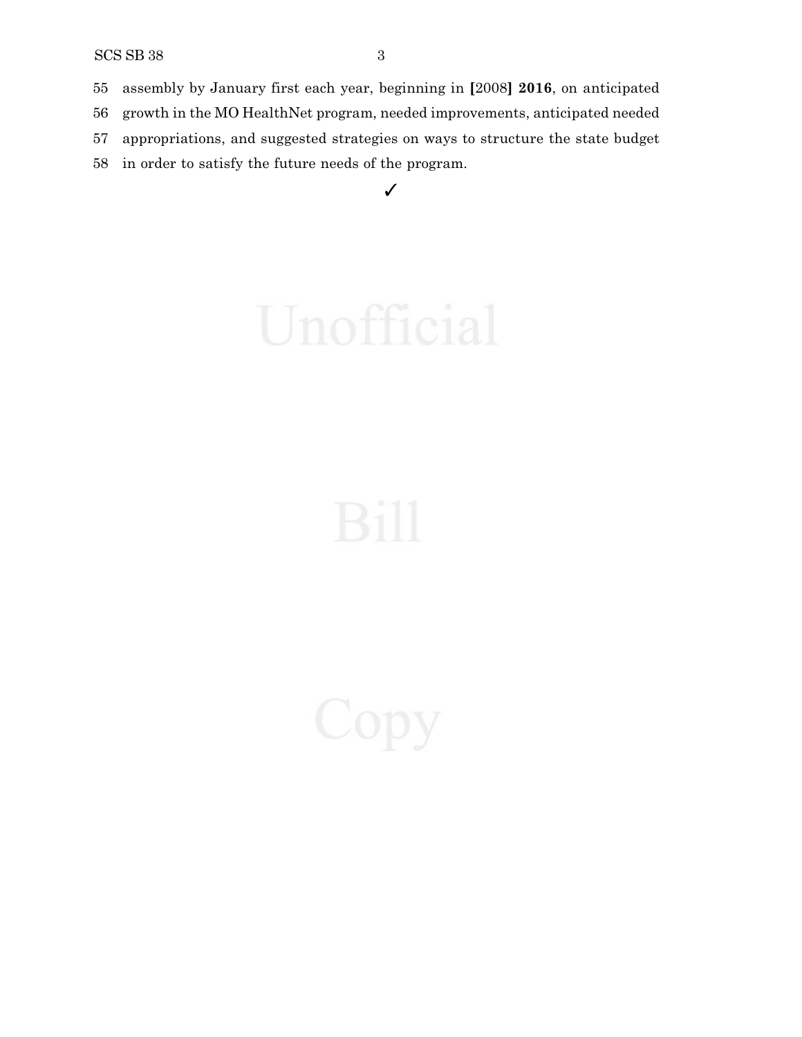55 assembly by January first each year, beginning in [2008] **2016**, on anticipated
56 growth in the MO HealthNet program, needed improvements, anticipated needed
57 appropriations, and suggested strategies on ways to structure the state budget
58 in order to satisfy the future needs of the program.

✓

Unofficial

Bill

Copy